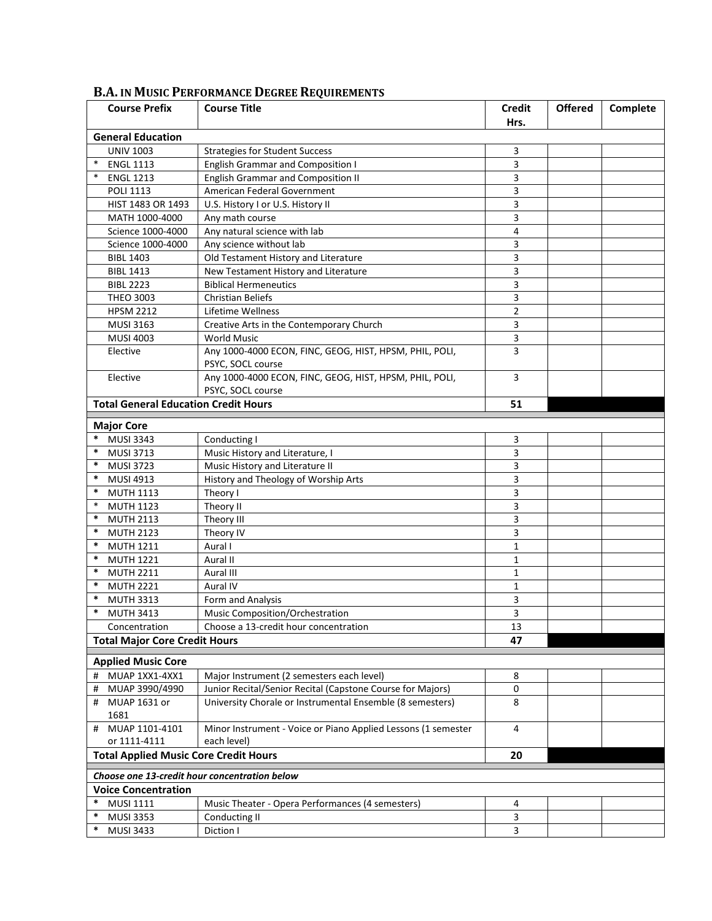## B.A. IN MUSIC PERFORMANCE DEGREE REQUIREMENTS

| Course Prefix | Course Title | Credit Hrs. | Offered | Complete |
|---|---|---|---|---|
| **General Education** | | | | |
| UNIV 1003 | Strategies for Student Success | 3 | | |
| * ENGL 1113 | English Grammar and Composition I | 3 | | |
| * ENGL 1213 | English Grammar and Composition II | 3 | | |
| POLI 1113 | American Federal Government | 3 | | |
| HIST 1483 OR 1493 | U.S. History I or U.S. History II | 3 | | |
| MATH 1000-4000 | Any math course | 3 | | |
| Science 1000-4000 | Any natural science with lab | 4 | | |
| Science 1000-4000 | Any science without lab | 3 | | |
| BIBL 1403 | Old Testament History and Literature | 3 | | |
| BIBL 1413 | New Testament History and Literature | 3 | | |
| BIBL 2223 | Biblical Hermeneutics | 3 | | |
| THEO 3003 | Christian Beliefs | 3 | | |
| HPSM 2212 | Lifetime Wellness | 2 | | |
| MUSI 3163 | Creative Arts in the Contemporary Church | 3 | | |
| MUSI 4003 | World Music | 3 | | |
| Elective | Any 1000-4000 ECON, FINC, GEOG, HIST, HPSM, PHIL, POLI, PSYC, SOCL course | 3 | | |
| Elective | Any 1000-4000 ECON, FINC, GEOG, HIST, HPSM, PHIL, POLI, PSYC, SOCL course | 3 | | |
| **Total General Education Credit Hours** | | **51** | | |
| **Major Core** | | | | |
| * MUSI 3343 | Conducting I | 3 | | |
| * MUSI 3713 | Music History and Literature, I | 3 | | |
| * MUSI 3723 | Music History and Literature II | 3 | | |
| * MUSI 4913 | History and Theology of Worship Arts | 3 | | |
| * MUTH 1113 | Theory I | 3 | | |
| * MUTH 1123 | Theory II | 3 | | |
| * MUTH 2113 | Theory III | 3 | | |
| * MUTH 2123 | Theory IV | 3 | | |
| * MUTH 1211 | Aural I | 1 | | |
| * MUTH 1221 | Aural II | 1 | | |
| * MUTH 2211 | Aural III | 1 | | |
| * MUTH 2221 | Aural IV | 1 | | |
| * MUTH 3313 | Form and Analysis | 3 | | |
| * MUTH 3413 | Music Composition/Orchestration | 3 | | |
| Concentration | Choose a 13-credit hour concentration | 13 | | |
| **Total Major Core Credit Hours** | | **47** | | |
| **Applied Music Core** | | | | |
| # MUAP 1XX1-4XX1 | Major Instrument (2 semesters each level) | 8 | | |
| # MUAP 3990/4990 | Junior Recital/Senior Recital (Capstone Course for Majors) | 0 | | |
| # MUAP 1631 or 1681 | University Chorale or Instrumental Ensemble (8 semesters) | 8 | | |
| # MUAP 1101-4101 or 1111-4111 | Minor Instrument - Voice or Piano Applied Lessons (1 semester each level) | 4 | | |
| **Total Applied Music Core Credit Hours** | | **20** | | |
| ***Choose one 13-credit hour concentration below*** | | | | |
| **Voice Concentration** | | | | |
| * MUSI 1111 | Music Theater - Opera Performances (4 semesters) | 4 | | |
| * MUSI 3353 | Conducting II | 3 | | |
| * MUSI 3433 | Diction I | 3 | | |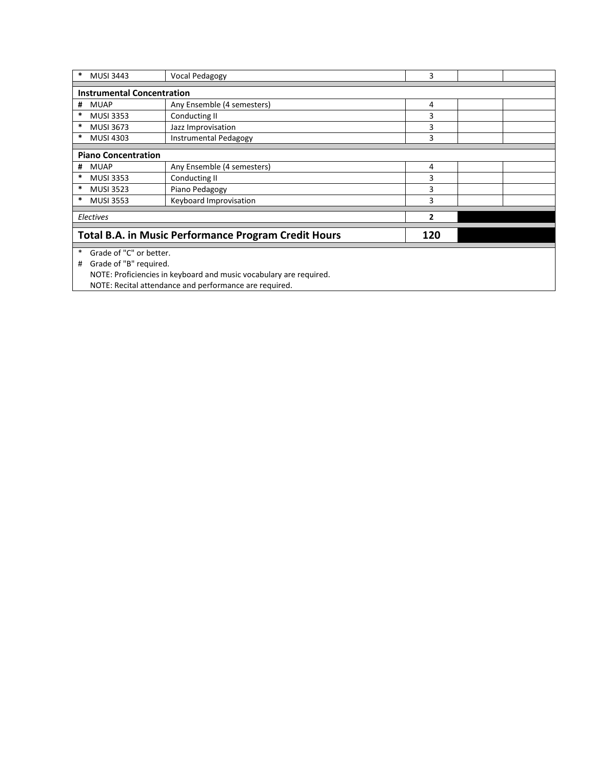| | | | | |
|---|---|---|---|---|
| * MUSI 3443 | Vocal Pedagogy | 3 | | |
| **Instrumental Concentration** | | | | |
| # MUAP | Any Ensemble (4 semesters) | 4 | | |
| * MUSI 3353 | Conducting II | 3 | | |
| * MUSI 3673 | Jazz Improvisation | 3 | | |
| * MUSI 4303 | Instrumental Pedagogy | 3 | | |
| **Piano Concentration** | | | | |
| # MUAP | Any Ensemble (4 semesters) | 4 | | |
| * MUSI 3353 | Conducting II | 3 | | |
| * MUSI 3523 | Piano Pedagogy | 3 | | |
| * MUSI 3553 | Keyboard Improvisation | 3 | | |
| *Electives* | | **2** | | |
| **Total B.A. in Music Performance Program Credit Hours** | | **120** | | |

\* Grade of "C" or better.

\# Grade of "B" required.

NOTE: Proficiencies in keyboard and music vocabulary are required.

NOTE: Recital attendance and performance are required.